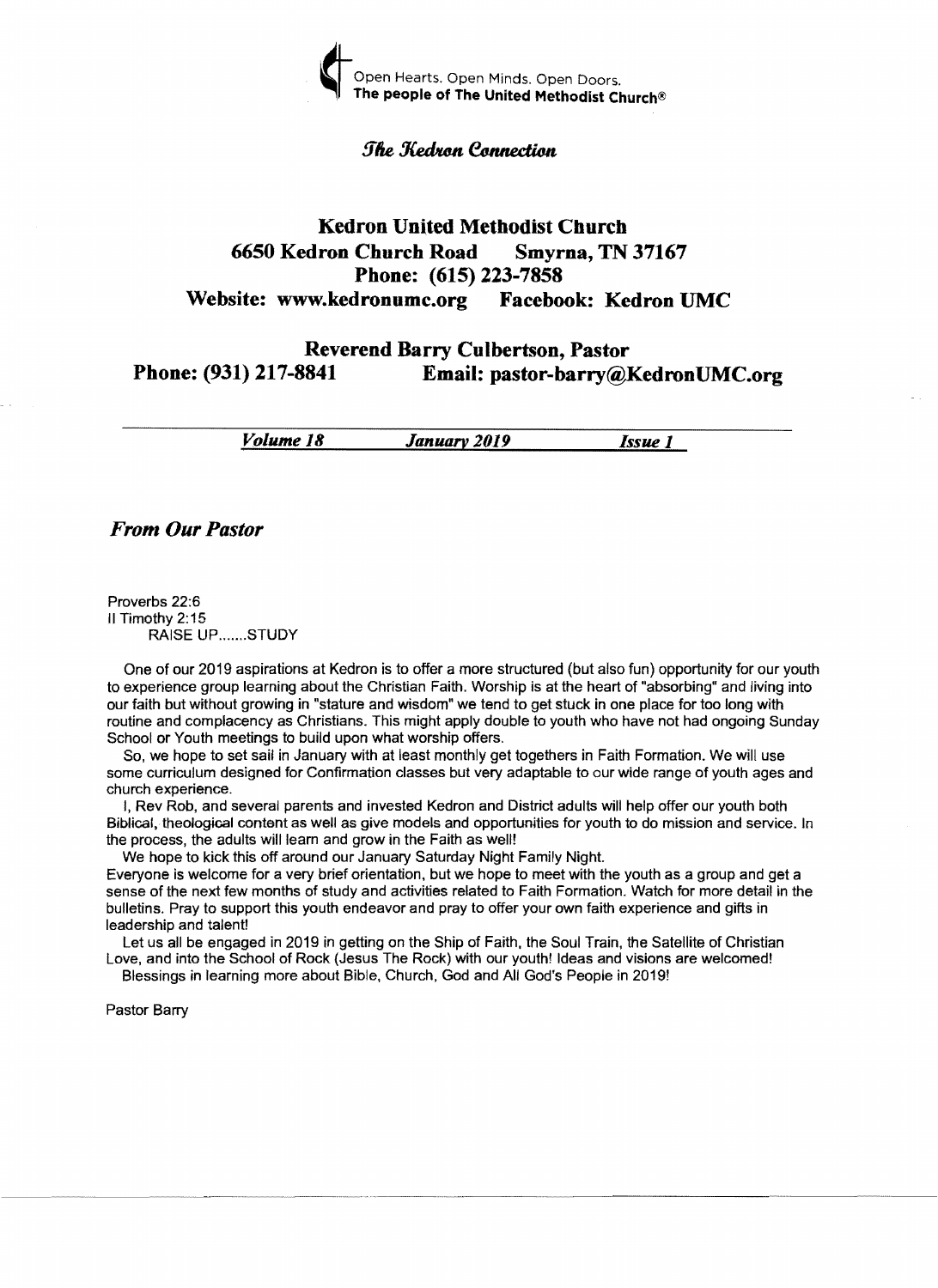Open Hearts. Open Minds. Open Doors.
**The people of The United Methodist Church®**

*The Kedron Connection*

# Kedron United Methodist Church

**6650 Kedron Church Road Smyrna, TN 37167**
**Phone: (615) 223-7858**
**Website: www.kedronumc.org Facebook: Kedron UMC**

**Reverend Barry Culbertson, Pastor**
**Phone: (931) 217-8841 Email: pastor-barry@KedronUMC.org**

***Volume 18*** ***January 2019*** ***Issue 1***

## *From Our Pastor*

Proverbs 22:6
II Timothy 2:15
RAISE UP.......STUDY

One of our 2019 aspirations at Kedron is to offer a more structured (but also fun) opportunity for our youth to experience group learning about the Christian Faith. Worship is at the heart of "absorbing" and living into our faith but without growing in "stature and wisdom" we tend to get stuck in one place for too long with routine and complacency as Christians. This might apply double to youth who have not had ongoing Sunday School or Youth meetings to build upon what worship offers.

So, we hope to set sail in January with at least monthly get togethers in Faith Formation. We will use some curriculum designed for Confirmation classes but very adaptable to our wide range of youth ages and church experience.

I, Rev Rob, and several parents and invested Kedron and District adults will help offer our youth both Biblical, theological content as well as give models and opportunities for youth to do mission and service. In the process, the adults will learn and grow in the Faith as well!

We hope to kick this off around our January Saturday Night Family Night.

Everyone is welcome for a very brief orientation, but we hope to meet with the youth as a group and get a sense of the next few months of study and activities related to Faith Formation. Watch for more detail in the bulletins. Pray to support this youth endeavor and pray to offer your own faith experience and gifts in leadership and talent!

Let us all be engaged in 2019 in getting on the Ship of Faith, the Soul Train, the Satellite of Christian Love, and into the School of Rock (Jesus The Rock) with our youth! Ideas and visions are welcomed!

Blessings in learning more about Bible, Church, God and All God's People in 2019!

Pastor Barry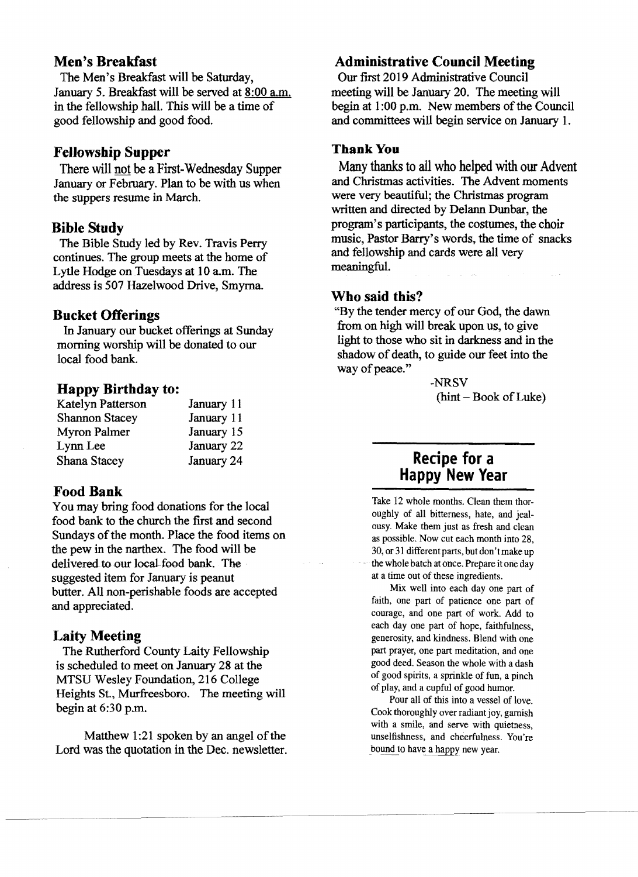## Men's Breakfast

The Men's Breakfast will be Saturday, January 5. Breakfast will be served at 8:00 a.m. in the fellowship hall. This will be a time of good fellowship and good food.

## Fellowship Supper

There will not be a First-Wednesday Supper January or February. Plan to be with us when the suppers resume in March.

## Bible Study

The Bible Study led by Rev. Travis Perry continues. The group meets at the home of Lytle Hodge on Tuesdays at 10 a.m. The address is 507 Hazelwood Drive, Smyrna.

## Bucket Offerings

In January our bucket offerings at Sunday morning worship will be donated to our local food bank.

## Happy Birthday to:

| | |
|---|---|
| Katelyn Patterson | January 11 |
| Shannon Stacey | January 11 |
| Myron Palmer | January 15 |
| Lynn Lee | January 22 |
| Shana Stacey | January 24 |

## Food Bank

You may bring food donations for the local food bank to the church the first and second Sundays of the month. Place the food items on the pew in the narthex. The food will be delivered to our local food bank. The suggested item for January is peanut butter. All non-perishable foods are accepted and appreciated.

## Laity Meeting

The Rutherford County Laity Fellowship is scheduled to meet on January 28 at the MTSU Wesley Foundation, 216 College Heights St., Murfreesboro. The meeting will begin at 6:30 p.m.

Matthew 1:21 spoken by an angel of the Lord was the quotation in the Dec. newsletter.

## Administrative Council Meeting

Our first 2019 Administrative Council meeting will be January 20. The meeting will begin at 1:00 p.m. New members of the Council and committees will begin service on January 1.

## Thank You

Many thanks to all who helped with our Advent and Christmas activities. The Advent moments were very beautiful; the Christmas program written and directed by Delann Dunbar, the program's participants, the costumes, the choir music, Pastor Barry's words, the time of snacks and fellowship and cards were all very meaningful.

## Who said this?

"By the tender mercy of our God, the dawn from on high will break upon us, to give light to those who sit in darkness and in the shadow of death, to guide our feet into the way of peace."

-NRSV

(hint – Book of Luke)

## Recipe for a Happy New Year

Take 12 whole months. Clean them thoroughly of all bitterness, hate, and jealousy. Make them just as fresh and clean as possible. Now cut each month into 28, 30, or 31 different parts, but don't make up the whole batch at once. Prepare it one day at a time out of these ingredients.

Mix well into each day one part of faith, one part of patience one part of courage, and one part of work. Add to each day one part of hope, faithfulness, generosity, and kindness. Blend with one part prayer, one part meditation, and one good deed. Season the whole with a dash of good spirits, a sprinkle of fun, a pinch of play, and a cupful of good humor.

Pour all of this into a vessel of love. Cook thoroughly over radiant joy, garnish with a smile, and serve with quietness, unselfishness, and cheerfulness. You're bound to have a happy new year.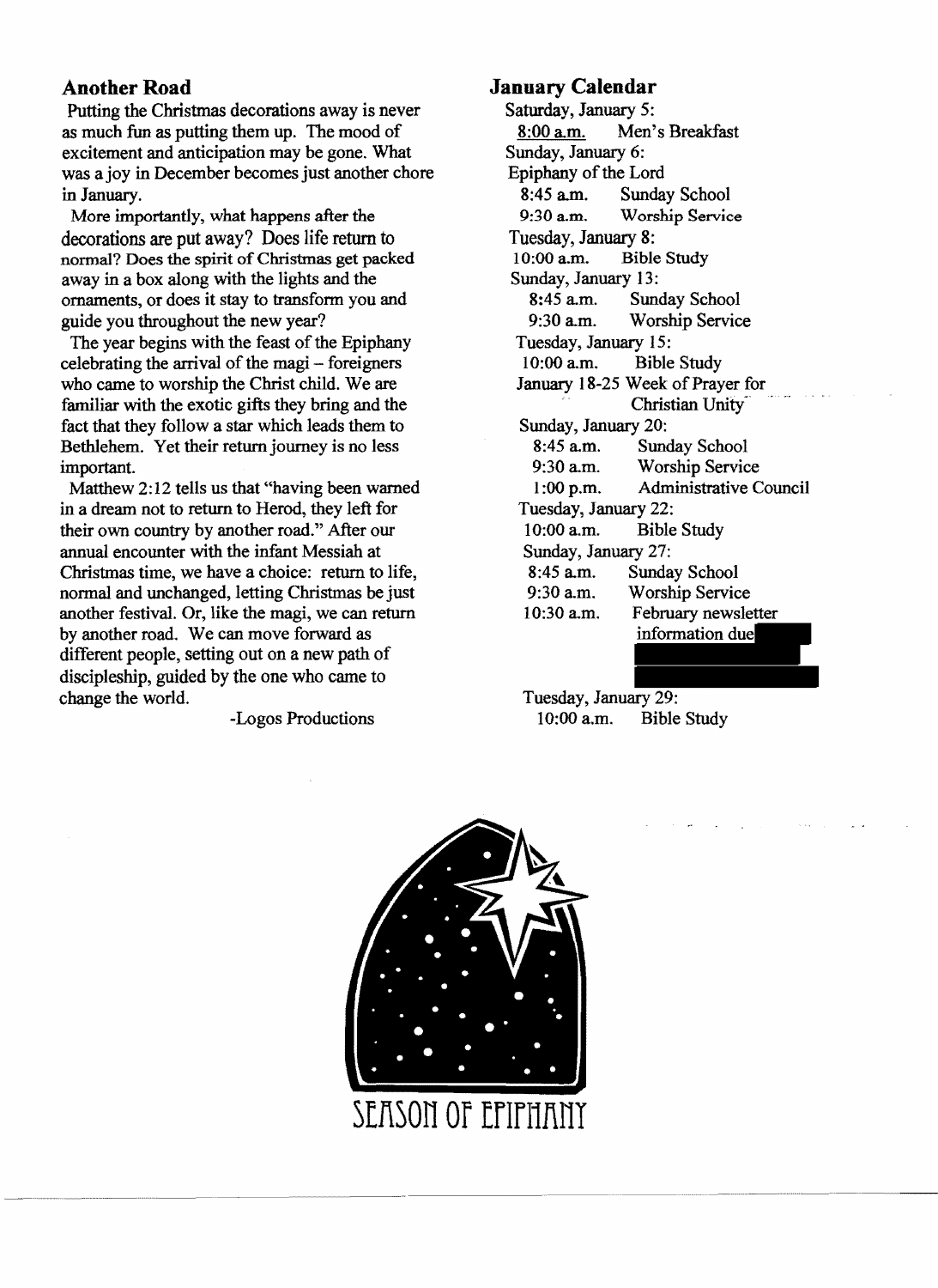## Another Road

Putting the Christmas decorations away is never as much fun as putting them up. The mood of excitement and anticipation may be gone. What was a joy in December becomes just another chore in January.

More importantly, what happens after the decorations are put away? Does life return to normal? Does the spirit of Christmas get packed away in a box along with the lights and the ornaments, or does it stay to transform you and guide you throughout the new year?

The year begins with the feast of the Epiphany celebrating the arrival of the magi – foreigners who came to worship the Christ child. We are familiar with the exotic gifts they bring and the fact that they follow a star which leads them to Bethlehem. Yet their return journey is no less important.

Matthew 2:12 tells us that "having been warned in a dream not to return to Herod, they left for their own country by another road." After our annual encounter with the infant Messiah at Christmas time, we have a choice: return to life, normal and unchanged, letting Christmas be just another festival. Or, like the magi, we can return by another road. We can move forward as different people, setting out on a new path of discipleship, guided by the one who came to change the world.

-Logos Productions

## January Calendar

Saturday, January 5:
8:00 a.m. Men's Breakfast

Sunday, January 6:
Epiphany of the Lord
8:45 a.m. Sunday School
9:30 a.m. Worship Service

Tuesday, January 8:
10:00 a.m. Bible Study

Sunday, January 13:
8:45 a.m. Sunday School
9:30 a.m. Worship Service

Tuesday, January 15:
10:00 a.m. Bible Study

January 18-25 Week of Prayer for Christian Unity

Sunday, January 20:
8:45 a.m. Sunday School
9:30 a.m. Worship Service
1:00 p.m. Administrative Council

Tuesday, January 22:
10:00 a.m. Bible Study

Sunday, January 27:
8:45 a.m. Sunday School
9:30 a.m. Worship Service
10:30 a.m. February newsletter information due

Tuesday, January 29:
10:00 a.m. Bible Study

SEASON OF EPIPHANY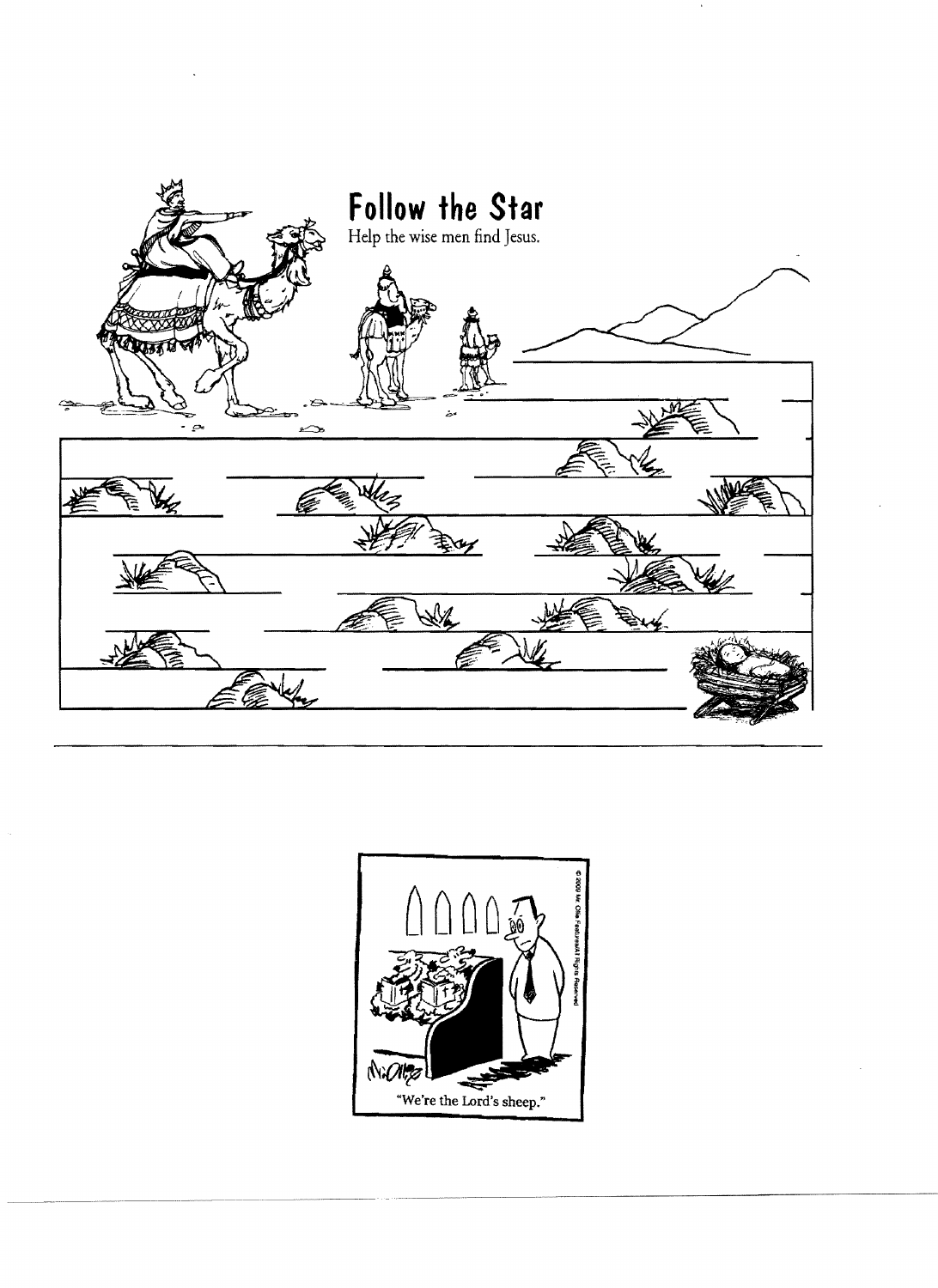## Follow the Star

Help the wise men find Jesus.

"We're the Lord's sheep."